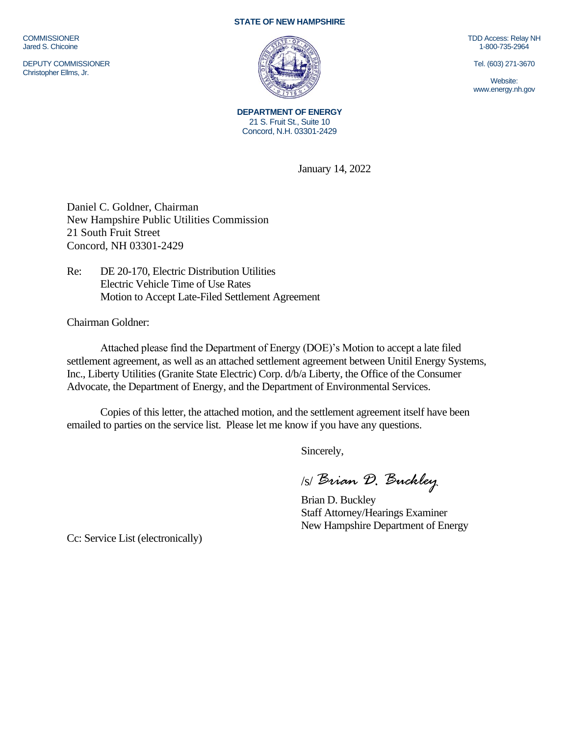**STATE OF NEW HAMPSHIRE**

COMMISSIONER
Jared S. Chicoine

DEPUTY COMMISSIONER
Christopher Ellms, Jr.

TDD Access: Relay NH
1-800-735-2964

Tel. (603) 271-3670

Website:
www.energy.nh.gov

**DEPARTMENT OF ENERGY**
21 S. Fruit St., Suite 10
Concord, N.H. 03301-2429

January 14, 2022

Daniel C. Goldner, Chairman
New Hampshire Public Utilities Commission
21 South Fruit Street
Concord, NH 03301-2429

Re: DE 20-170, Electric Distribution Utilities
Electric Vehicle Time of Use Rates
Motion to Accept Late-Filed Settlement Agreement

Chairman Goldner:

Attached please find the Department of Energy (DOE)'s Motion to accept a late filed settlement agreement, as well as an attached settlement agreement between Unitil Energy Systems, Inc., Liberty Utilities (Granite State Electric) Corp. d/b/a Liberty, the Office of the Consumer Advocate, the Department of Energy, and the Department of Environmental Services.

Copies of this letter, the attached motion, and the settlement agreement itself have been emailed to parties on the service list. Please let me know if you have any questions.

Sincerely,

/s/ *Brian D. Buckley*

Brian D. Buckley
Staff Attorney/Hearings Examiner
New Hampshire Department of Energy

Cc: Service List (electronically)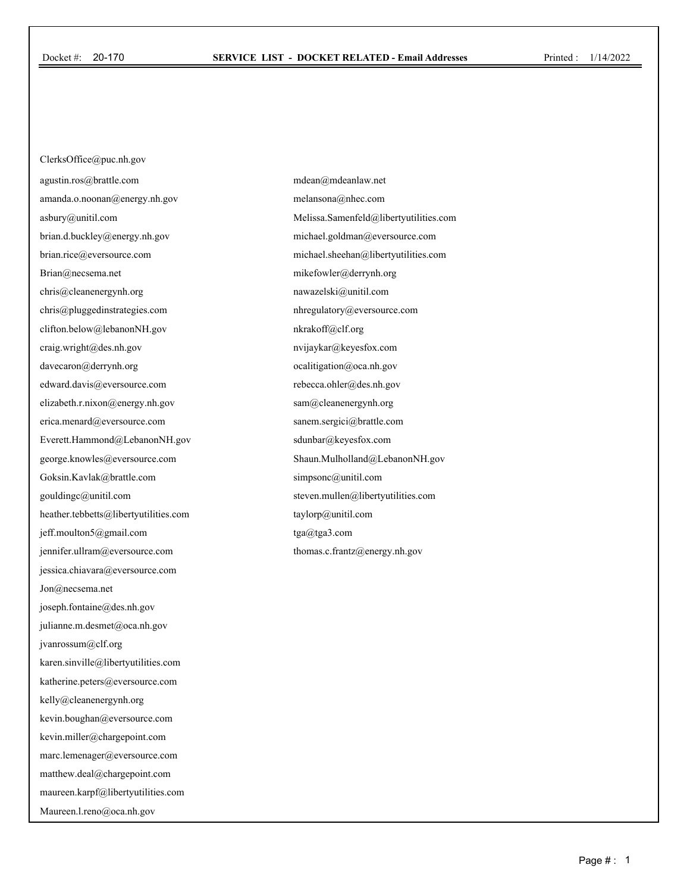Docket #: 20-170 **SERVICE LIST - DOCKET RELATED - Email Addresses** Printed : 1/14/2022

ClerksOffice@puc.nh.gov

agustin.ros@brattle.com
amanda.o.noonan@energy.nh.gov
asbury@unitil.com
brian.d.buckley@energy.nh.gov
brian.rice@eversource.com
Brian@necsema.net
chris@cleanenergynh.org
chris@pluggedinstrategies.com
clifton.below@lebanonNH.gov
craig.wright@des.nh.gov
davecaron@derrynh.org
edward.davis@eversource.com
elizabeth.r.nixon@energy.nh.gov
erica.menard@eversource.com
Everett.Hammond@LebanonNH.gov
george.knowles@eversource.com
Goksin.Kavlak@brattle.com
gouldingc@unitil.com
heather.tebbetts@libertyutilities.com
jeff.moulton5@gmail.com
jennifer.ullram@eversource.com
jessica.chiavara@eversource.com
Jon@necsema.net
joseph.fontaine@des.nh.gov
julianne.m.desmet@oca.nh.gov
jvanrossum@clf.org
karen.sinville@libertyutilities.com
katherine.peters@eversource.com
kelly@cleanenergynh.org
kevin.boughan@eversource.com
kevin.miller@chargepoint.com
marc.lemenager@eversource.com
matthew.deal@chargepoint.com
maureen.karpf@libertyutilities.com
Maureen.l.reno@oca.nh.gov
mdean@mdeanlaw.net
melansona@nhec.com
Melissa.Samenfeld@libertyutilities.com
michael.goldman@eversource.com
michael.sheehan@libertyutilities.com
mikefowler@derrynh.org
nawazelski@unitil.com
nhregulatory@eversource.com
nkrakoff@clf.org
nvijaykar@keyesfox.com
ocalitigation@oca.nh.gov
rebecca.ohler@des.nh.gov
sam@cleanenergynh.org
sanem.sergici@brattle.com
sdunbar@keyesfox.com
Shaun.Mulholland@LebanonNH.gov
simpsonc@unitil.com
steven.mullen@libertyutilities.com
taylorp@unitil.com
tga@tga3.com
thomas.c.frantz@energy.nh.gov